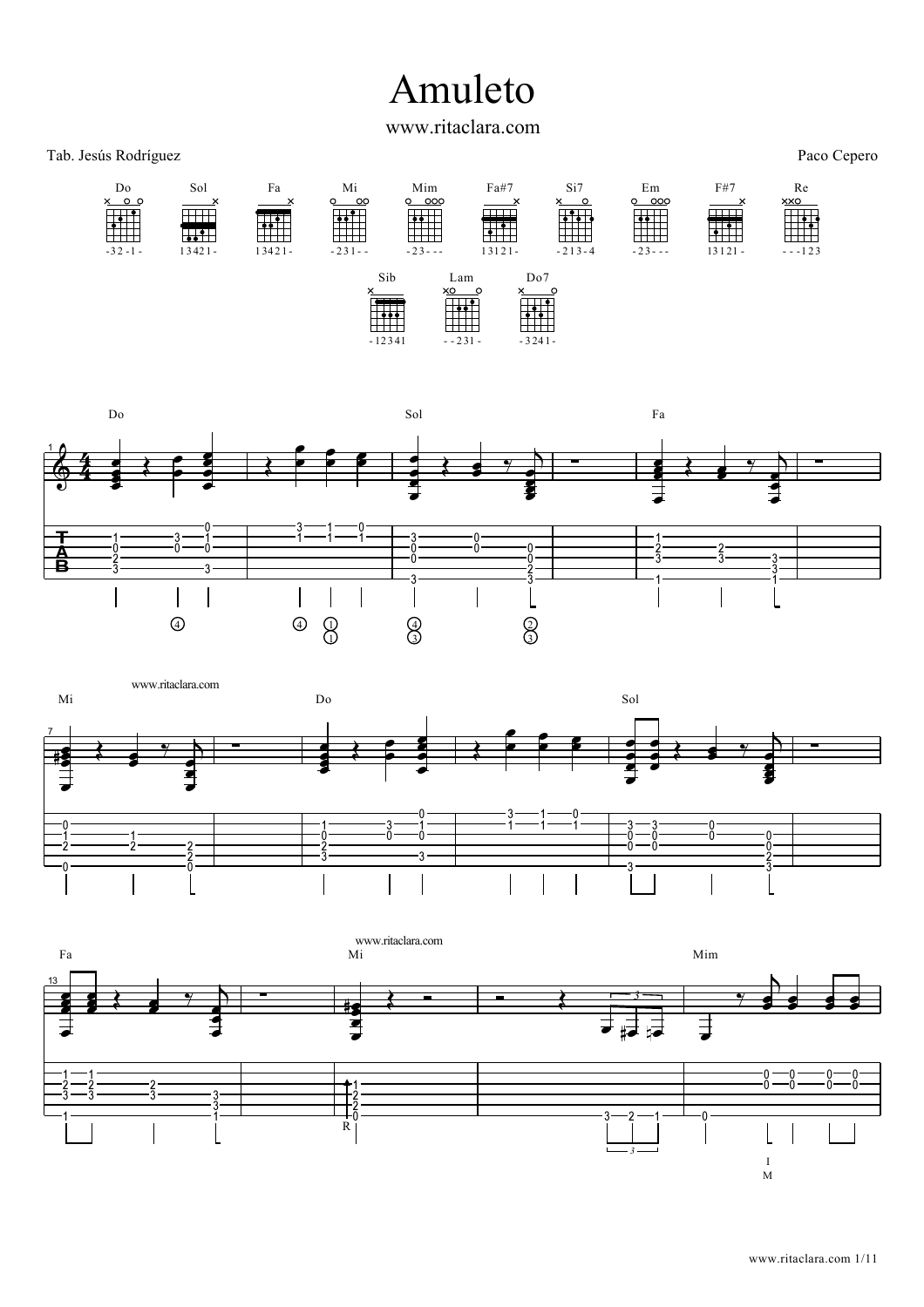# Amuleto

www.ritaclara.com

Tab. Jesús Rodríguez

Paco Cepero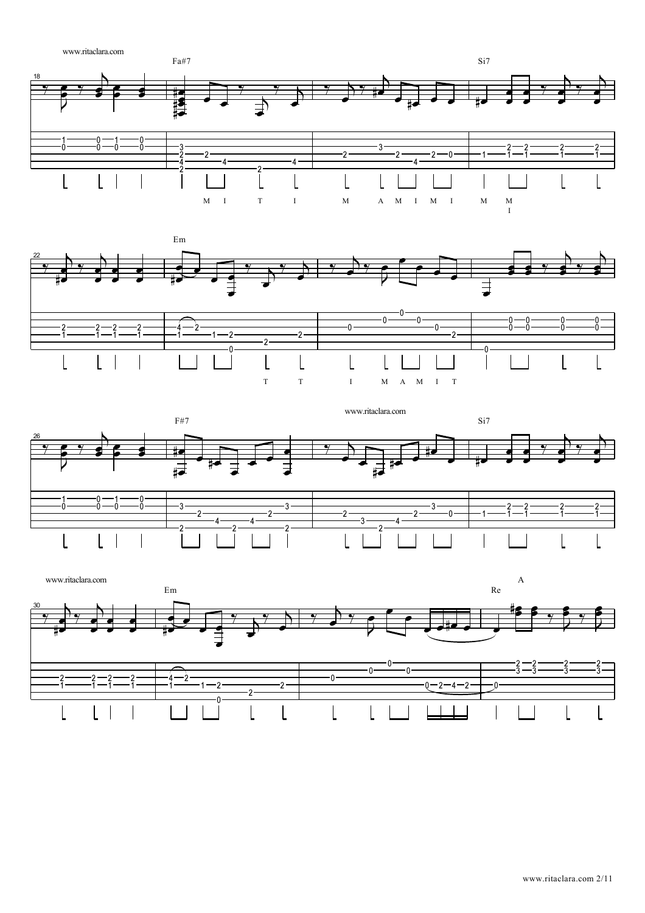18 Fa#7 Si7

M I T I M A M I M I M M I

22 Em

T T I M A M I T

26 F#7 Si7

30 Em A Re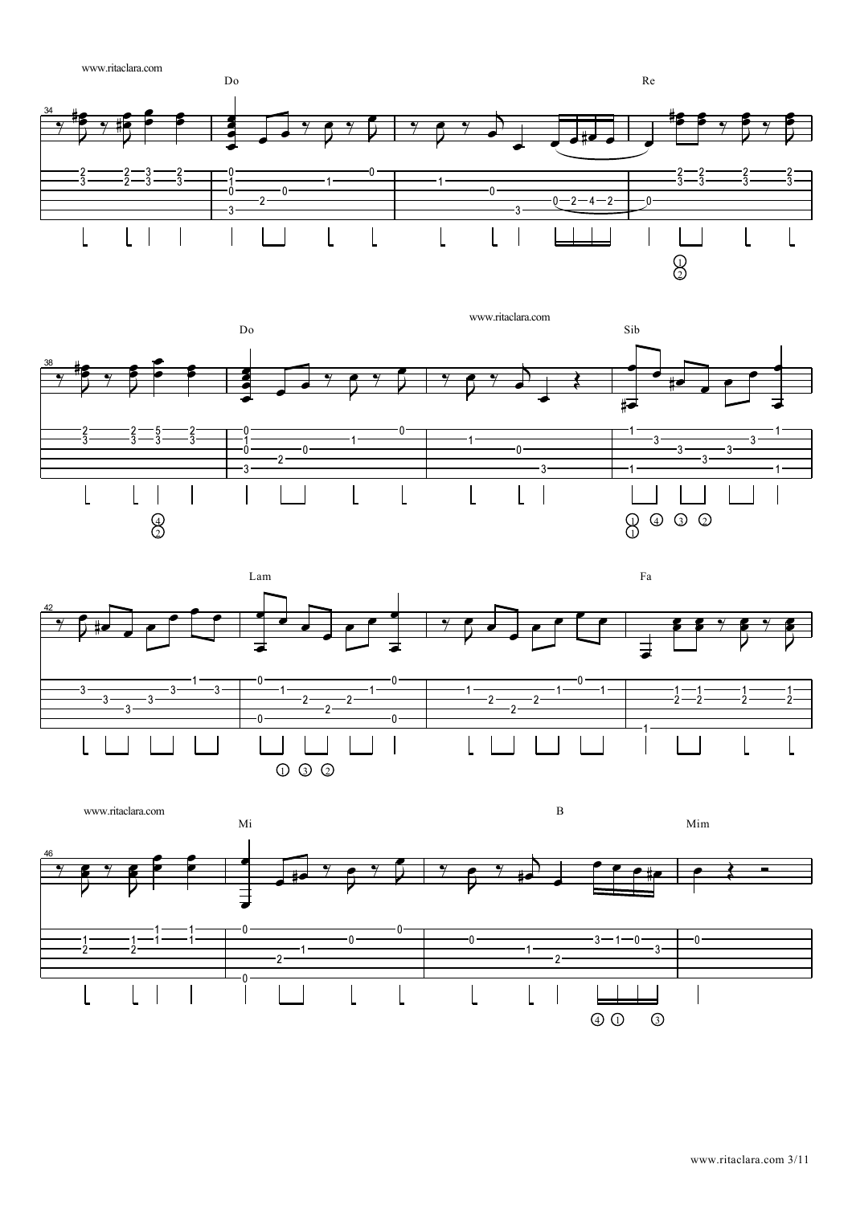www.ritaclara.com

Do Re

Do Sib

Lam Fa

www.ritaclara.com

Mi B Mim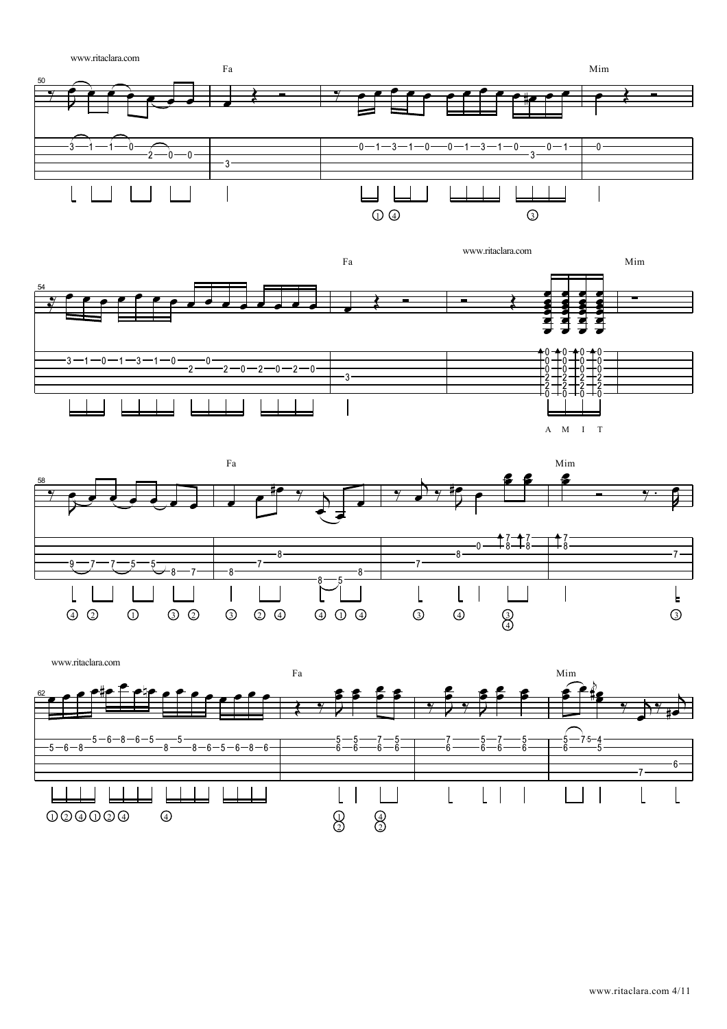Fa

Mim

Fa

Mim

A M I T

Fa

Mim

Fa

Mim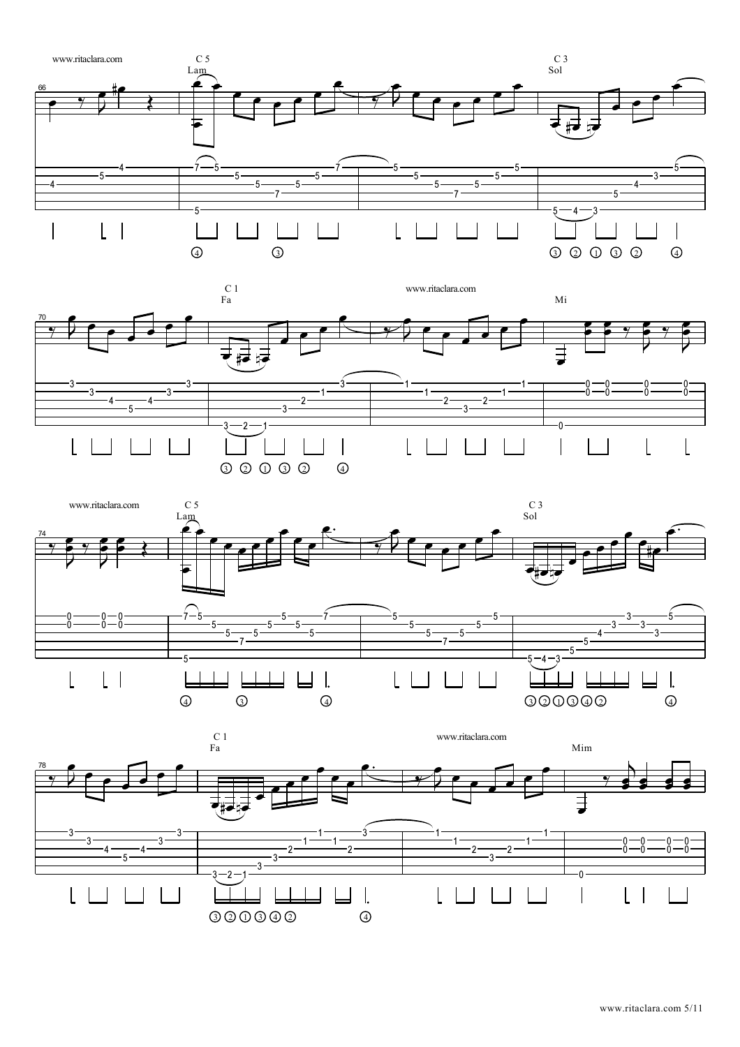www.ritaclara.com

C 5
Lam

C 3
Sol

C 1
Fa

www.ritaclara.com

Mi

www.ritaclara.com

C 5
Lam

C 3
Sol

C 1
Fa

www.ritaclara.com

Mim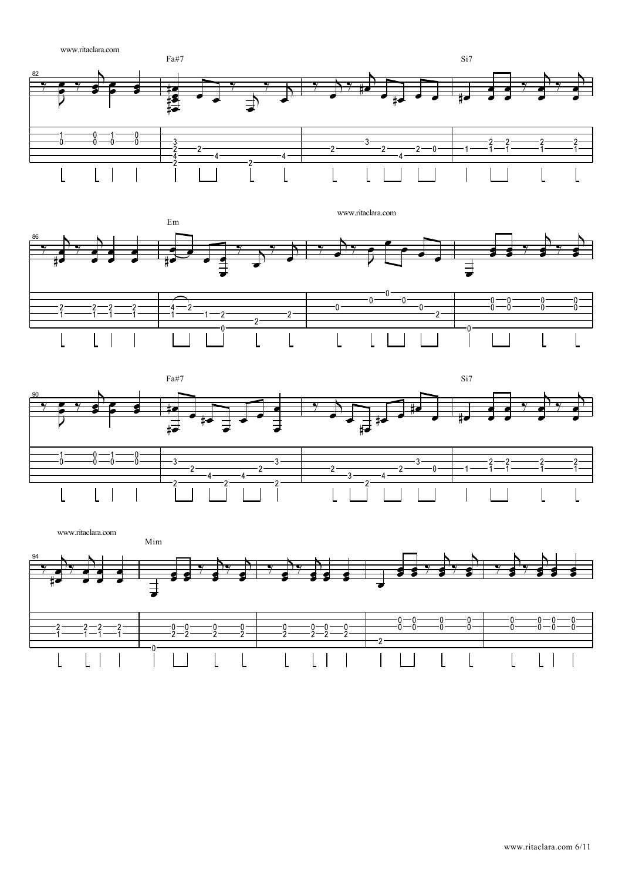www.ritaclara.com

Fa#7

Si7

Em

www.ritaclara.com

Fa#7

Si7

www.ritaclara.com

Mim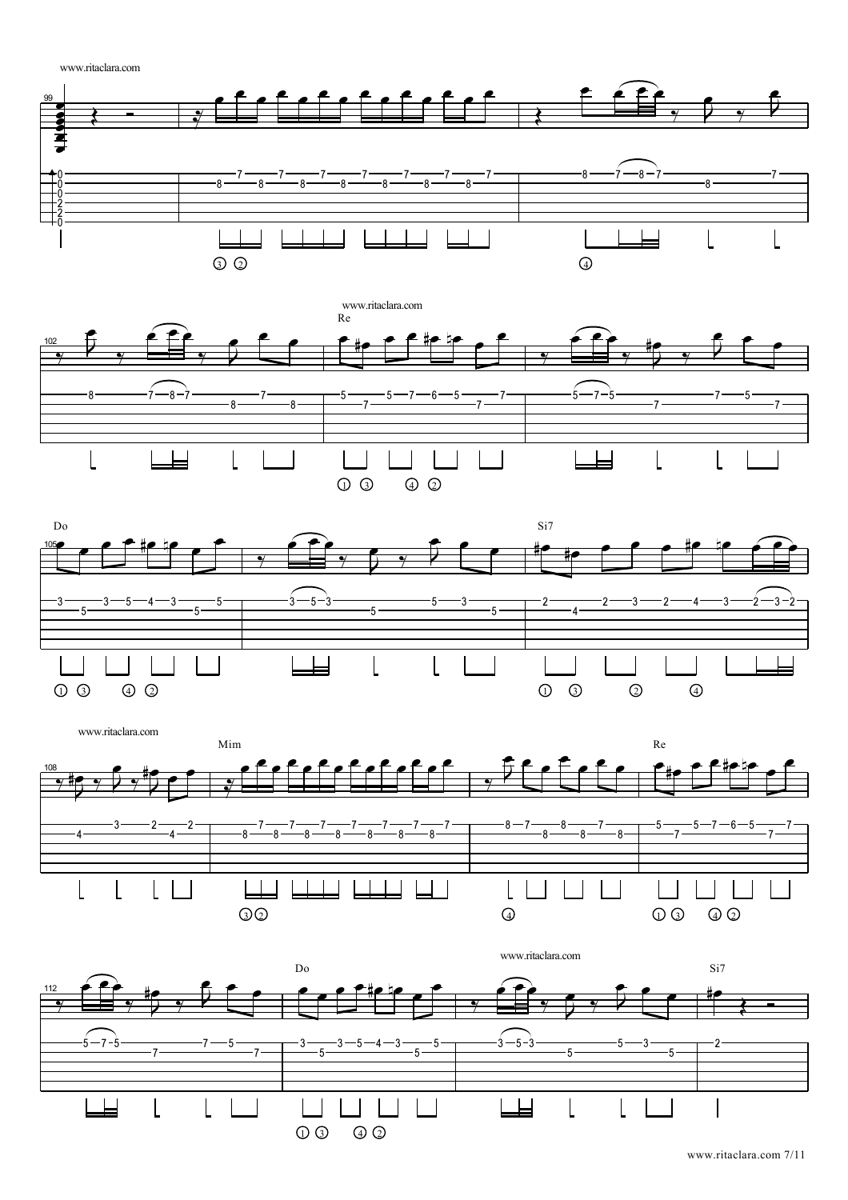Re

Do

Si7

Mim

Re

Do

Si7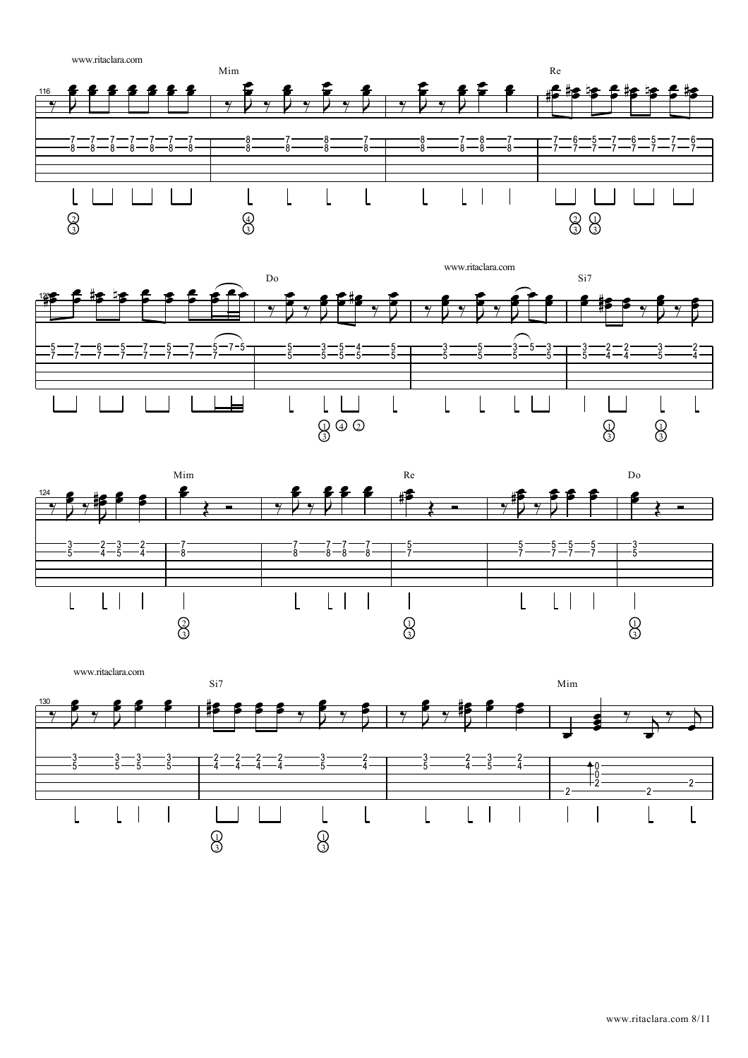Mim Re

Do Si7

Mim Re Do

Si7 Mim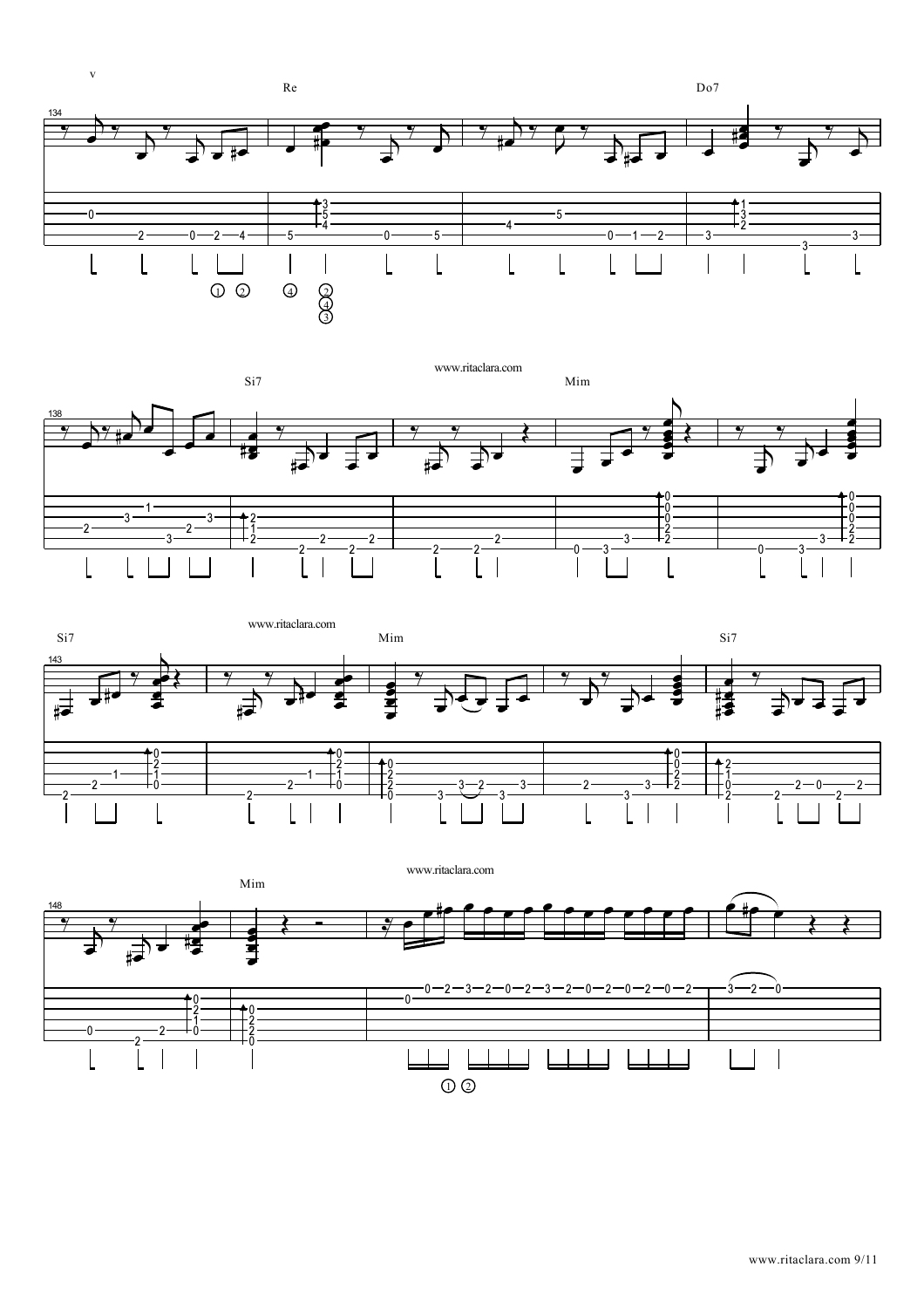Re Do7

Si7 Mim

Si7 Mim Si7

Mim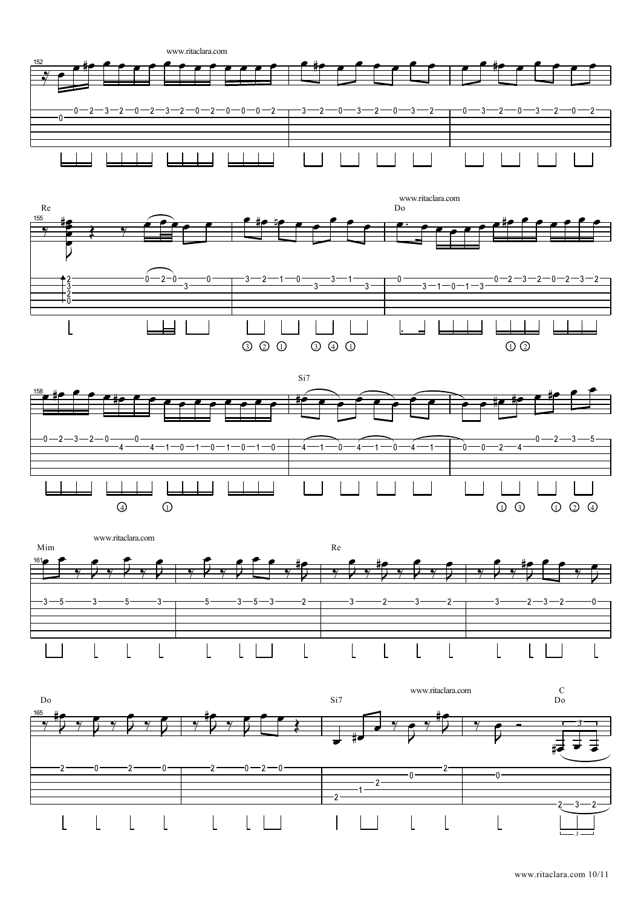152

Re 155 — Do

158 — Si7

Mim 161 — Re

Do 165 — Si7 — C Do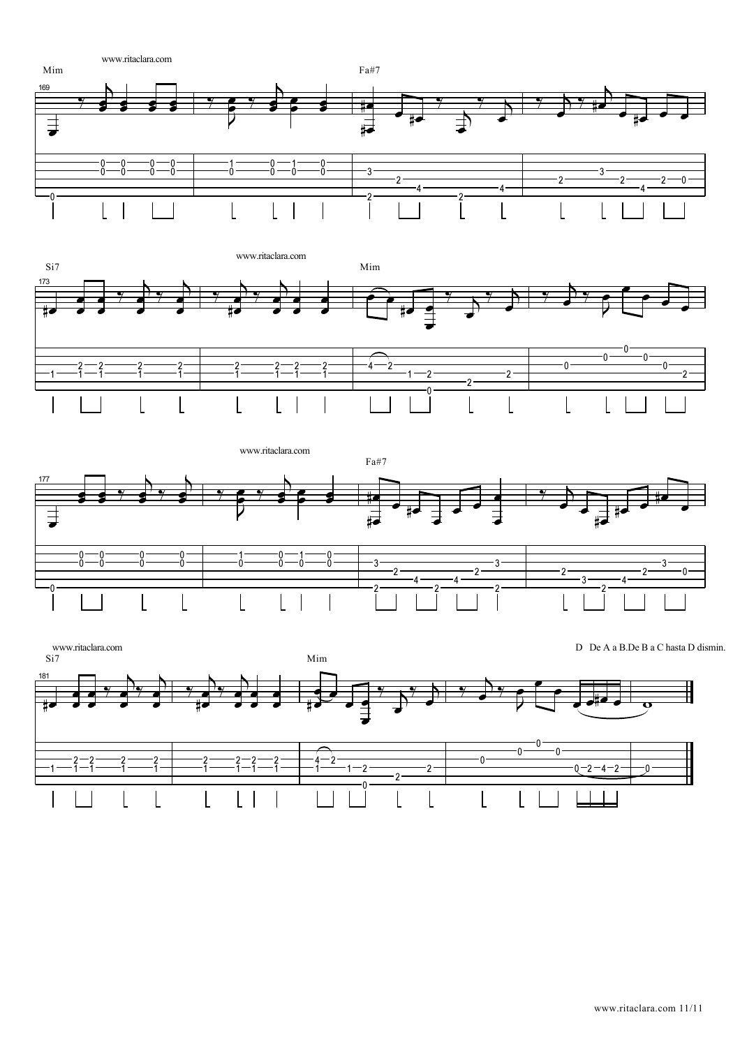Mim

Fa#7

Si7

Mim

Fa#7

Si7

Mim

D De A a B.De B a C hasta D dismin.